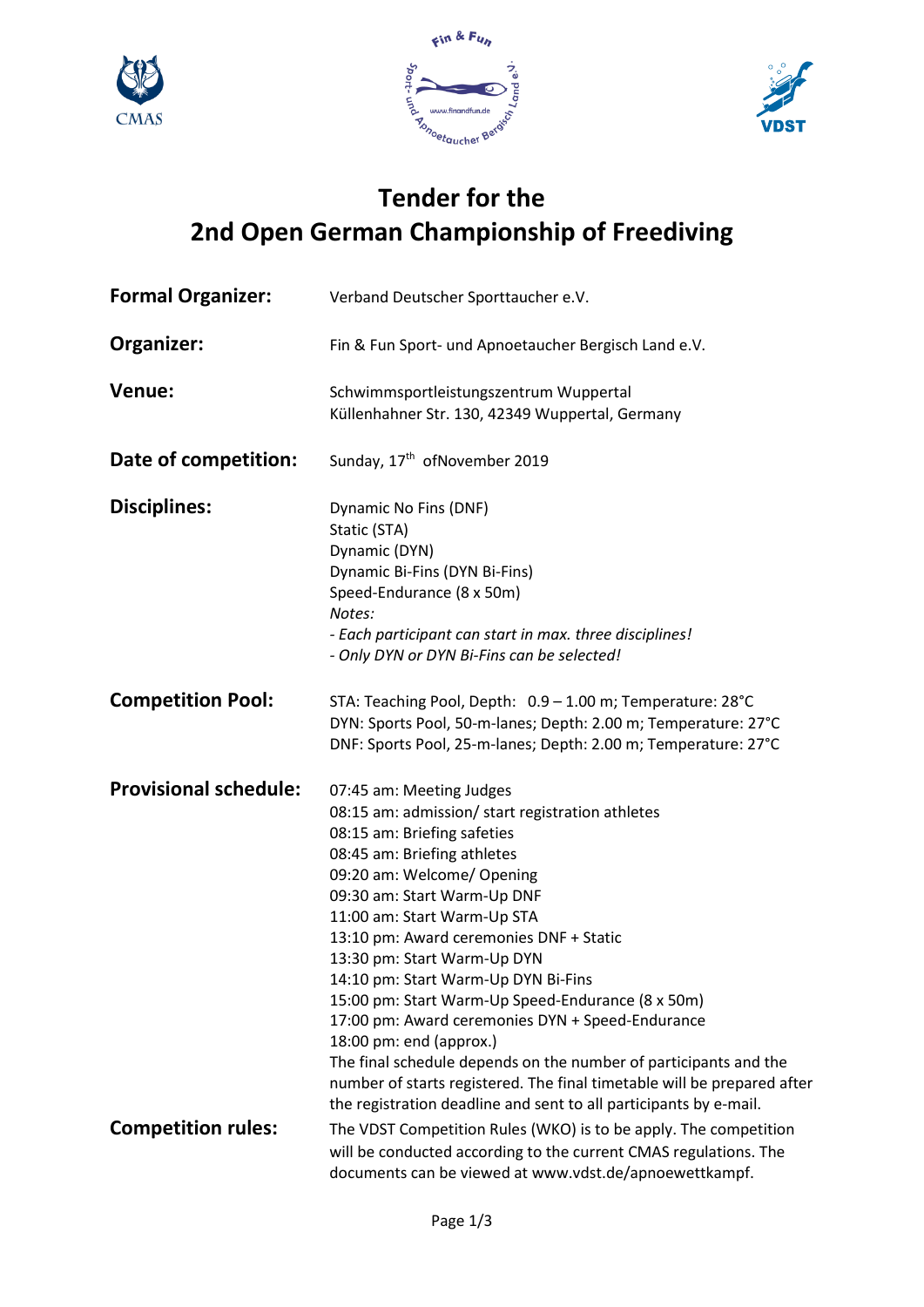# Tender for the 2nd Open German Championship of Freediving

**Formal Organizer:** Verband Deutscher Sporttaucher e.V.

**Organizer:** Fin & Fun Sport- und Apnoetaucher Bergisch Land e.V.

**Venue:** Schwimmsportleistungszentrum Wuppertal
Küllenhahner Str. 130, 42349 Wuppertal, Germany

**Date of competition:** Sunday, 17th ofNovember 2019

**Disciplines:**
Dynamic No Fins (DNF)
Static (STA)
Dynamic (DYN)
Dynamic Bi-Fins (DYN Bi-Fins)
Speed-Endurance (8 x 50m)
*Notes:*
*- Each participant can start in max. three disciplines!*
*- Only DYN or DYN Bi-Fins can be selected!*

**Competition Pool:**
STA: Teaching Pool, Depth: 0.9 – 1.00 m; Temperature: 28°C
DYN: Sports Pool, 50-m-lanes; Depth: 2.00 m; Temperature: 27°C
DNF: Sports Pool, 25-m-lanes; Depth: 2.00 m; Temperature: 27°C

**Provisional schedule:**
07:45 am: Meeting Judges
08:15 am: admission/ start registration athletes
08:15 am: Briefing safeties
08:45 am: Briefing athletes
09:20 am: Welcome/ Opening
09:30 am: Start Warm-Up DNF
11:00 am: Start Warm-Up STA
13:10 pm: Award ceremonies DNF + Static
13:30 pm: Start Warm-Up DYN
14:10 pm: Start Warm-Up DYN Bi-Fins
15:00 pm: Start Warm-Up Speed-Endurance (8 x 50m)
17:00 pm: Award ceremonies DYN + Speed-Endurance
18:00 pm: end (approx.)
The final schedule depends on the number of participants and the number of starts registered. The final timetable will be prepared after the registration deadline and sent to all participants by e-mail.

**Competition rules:** The VDST Competition Rules (WKO) is to be apply. The competition will be conducted according to the current CMAS regulations. The documents can be viewed at www.vdst.de/apnoewettkampf.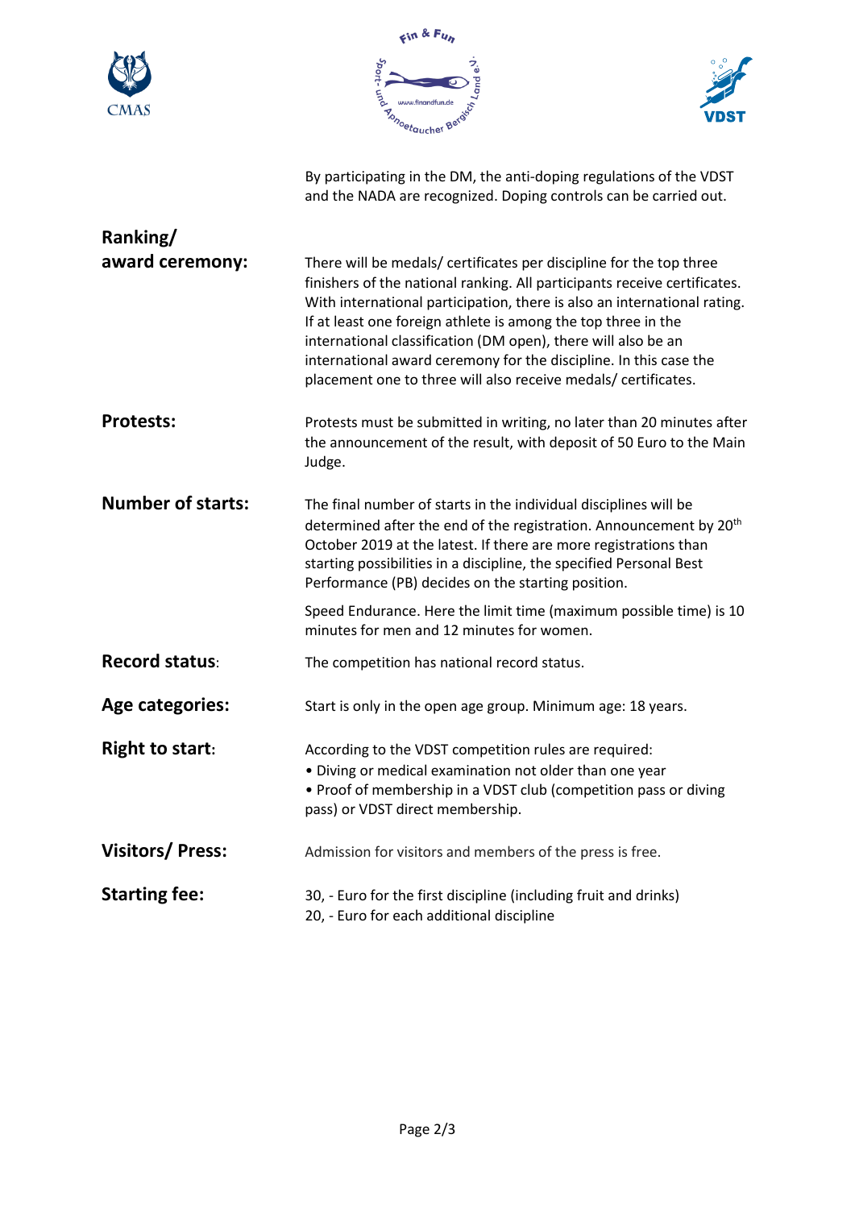By participating in the DM, the anti-doping regulations of the VDST and the NADA are recognized. Doping controls can be carried out.

**Ranking/ award ceremony:**

There will be medals/ certificates per discipline for the top three finishers of the national ranking. All participants receive certificates. With international participation, there is also an international rating. If at least one foreign athlete is among the top three in the international classification (DM open), there will also be an international award ceremony for the discipline. In this case the placement one to three will also receive medals/ certificates.

**Protests:**

Protests must be submitted in writing, no later than 20 minutes after the announcement of the result, with deposit of 50 Euro to the Main Judge.

**Number of starts:**

The final number of starts in the individual disciplines will be determined after the end of the registration. Announcement by 20th October 2019 at the latest. If there are more registrations than starting possibilities in a discipline, the specified Personal Best Performance (PB) decides on the starting position.

Speed Endurance. Here the limit time (maximum possible time) is 10 minutes for men and 12 minutes for women.

**Record status:**

The competition has national record status.

**Age categories:**

Start is only in the open age group. Minimum age: 18 years.

**Right to start:**

According to the VDST competition rules are required:

- Diving or medical examination not older than one year
- Proof of membership in a VDST club (competition pass or diving pass) or VDST direct membership.

**Visitors/ Press:**

Admission for visitors and members of the press is free.

**Starting fee:**

30, - Euro for the first discipline (including fruit and drinks)
20, - Euro for each additional discipline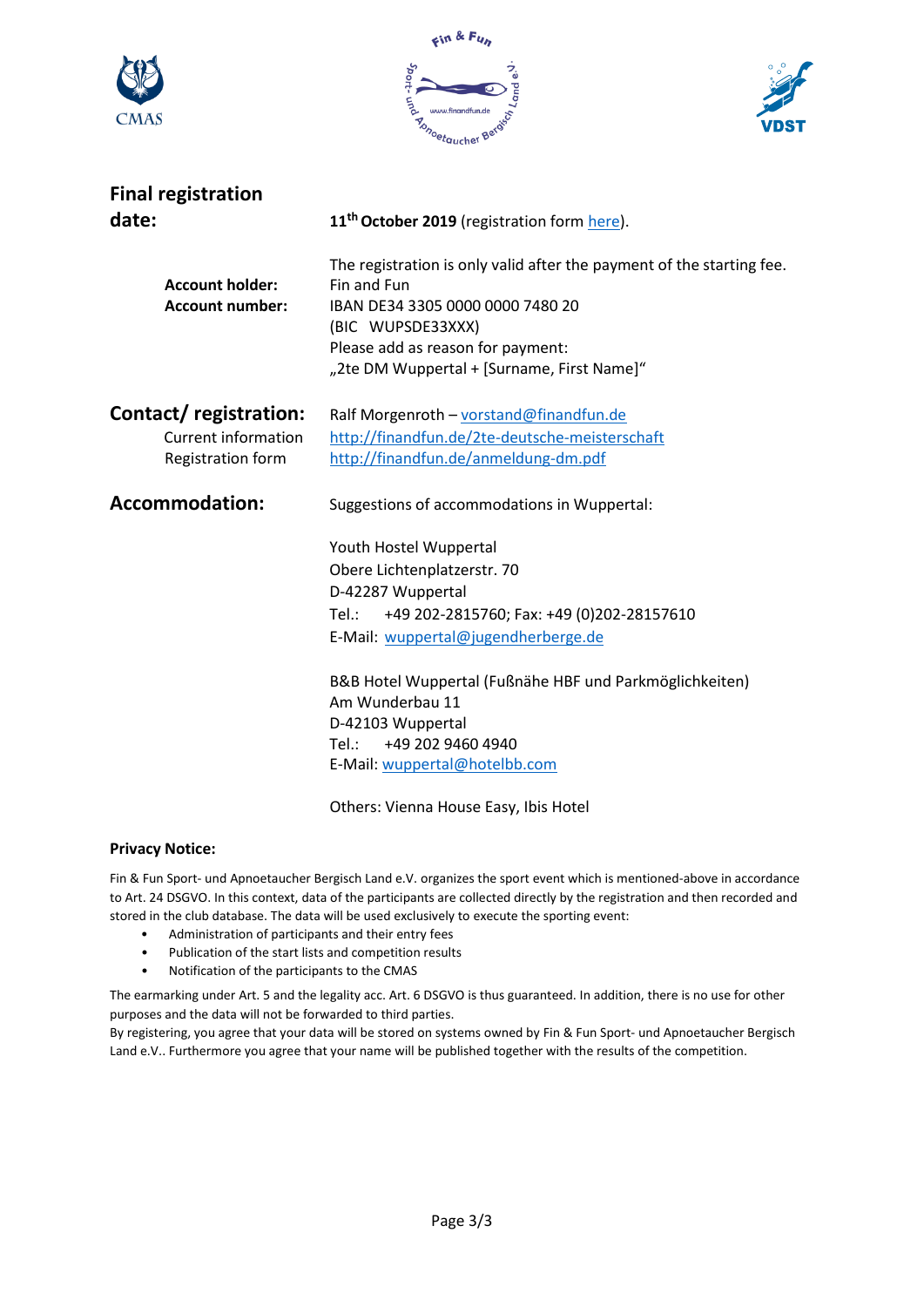**Final registration date:** **11th October 2019** (registration form here).

The registration is only valid after the payment of the starting fee.

**Account holder:** Fin and Fun
**Account number:** IBAN DE34 3305 0000 0000 7480 20
(BIC WUPSDE33XXX)
Please add as reason for payment:
„2te DM Wuppertal + [Surname, First Name]“

**Contact/ registration:** Ralf Morgenroth – vorstand@finandfun.de
Current information: http://finandfun.de/2te-deutsche-meisterschaft
Registration form: http://finandfun.de/anmeldung-dm.pdf

**Accommodation:** Suggestions of accommodations in Wuppertal:

Youth Hostel Wuppertal
Obere Lichtenplatzerstr. 70
D-42287 Wuppertal
Tel.: +49 202-2815760; Fax: +49 (0)202-28157610
E-Mail: wuppertal@jugendherberge.de

B&B Hotel Wuppertal (Fußnähe HBF und Parkmöglichkeiten)
Am Wunderbau 11
D-42103 Wuppertal
Tel.: +49 202 9460 4940
E-Mail: wuppertal@hotelbb.com

Others: Vienna House Easy, Ibis Hotel

**Privacy Notice:**

Fin & Fun Sport- und Apnoetaucher Bergisch Land e.V. organizes the sport event which is mentioned-above in accordance to Art. 24 DSGVO. In this context, data of the participants are collected directly by the registration and then recorded and stored in the club database. The data will be used exclusively to execute the sporting event:

- Administration of participants and their entry fees
- Publication of the start lists and competition results
- Notification of the participants to the CMAS

The earmarking under Art. 5 and the legality acc. Art. 6 DSGVO is thus guaranteed. In addition, there is no use for other purposes and the data will not be forwarded to third parties.
By registering, you agree that your data will be stored on systems owned by Fin & Fun Sport- und Apnoetaucher Bergisch Land e.V.. Furthermore you agree that your name will be published together with the results of the competition.